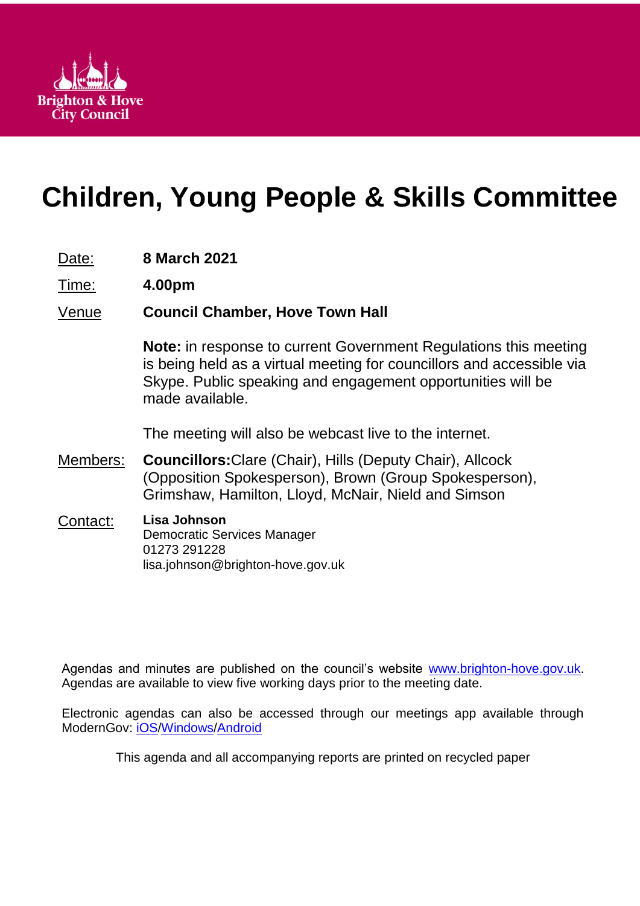Brighton & Hove City Council

# Children, Young People & Skills Committee

Date: **8 March 2021**

Time: **4.00pm**

Venue **Council Chamber, Hove Town Hall**

**Note:** in response to current Government Regulations this meeting is being held as a virtual meeting for councillors and accessible via Skype. Public speaking and engagement opportunities will be made available.

The meeting will also be webcast live to the internet.

Members: **Councillors:** Clare (Chair), Hills (Deputy Chair), Allcock (Opposition Spokesperson), Brown (Group Spokesperson), Grimshaw, Hamilton, Lloyd, McNair, Nield and Simson

Contact: **Lisa Johnson**
Democratic Services Manager
01273 291228
lisa.johnson@brighton-hove.gov.uk

Agendas and minutes are published on the council's website www.brighton-hove.gov.uk. Agendas are available to view five working days prior to the meeting date.

Electronic agendas can also be accessed through our meetings app available through ModernGov: iOS/Windows/Android

This agenda and all accompanying reports are printed on recycled paper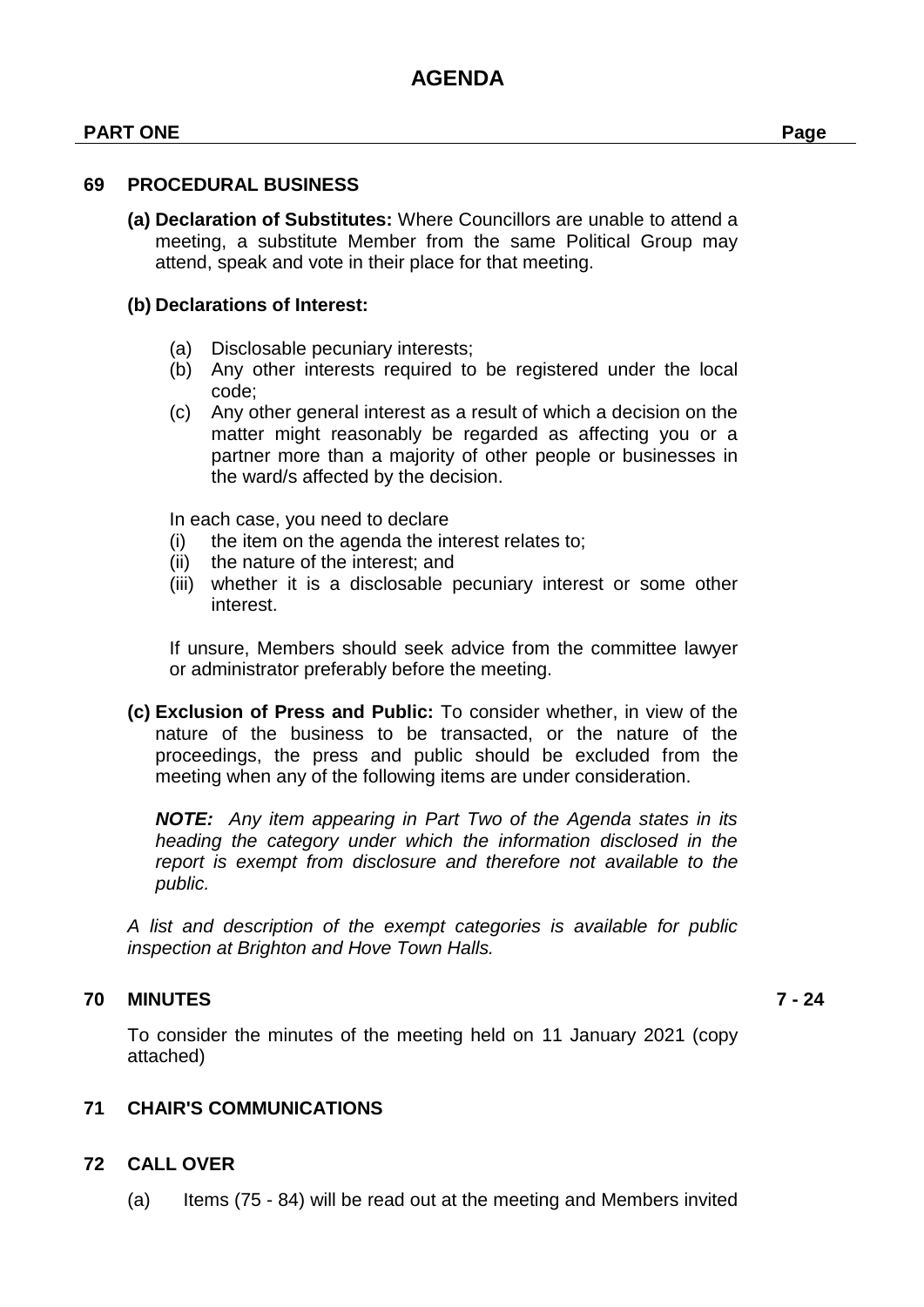# AGENDA

**PART ONE** | **Page**

## 69 PROCEDURAL BUSINESS

**(a) Declaration of Substitutes:** Where Councillors are unable to attend a meeting, a substitute Member from the same Political Group may attend, speak and vote in their place for that meeting.

**(b) Declarations of Interest:**

(a) Disclosable pecuniary interests;
(b) Any other interests required to be registered under the local code;
(c) Any other general interest as a result of which a decision on the matter might reasonably be regarded as affecting you or a partner more than a majority of other people or businesses in the ward/s affected by the decision.

In each case, you need to declare
(i) the item on the agenda the interest relates to;
(ii) the nature of the interest; and
(iii) whether it is a disclosable pecuniary interest or some other interest.

If unsure, Members should seek advice from the committee lawyer or administrator preferably before the meeting.

**(c) Exclusion of Press and Public:** To consider whether, in view of the nature of the business to be transacted, or the nature of the proceedings, the press and public should be excluded from the meeting when any of the following items are under consideration.

***NOTE:*** *Any item appearing in Part Two of the Agenda states in its heading the category under which the information disclosed in the report is exempt from disclosure and therefore not available to the public.*

*A list and description of the exempt categories is available for public inspection at Brighton and Hove Town Halls.*

## 70 MINUTES — 7 - 24

To consider the minutes of the meeting held on 11 January 2021 (copy attached)

## 71 CHAIR'S COMMUNICATIONS

## 72 CALL OVER

(a) Items (75 - 84) will be read out at the meeting and Members invited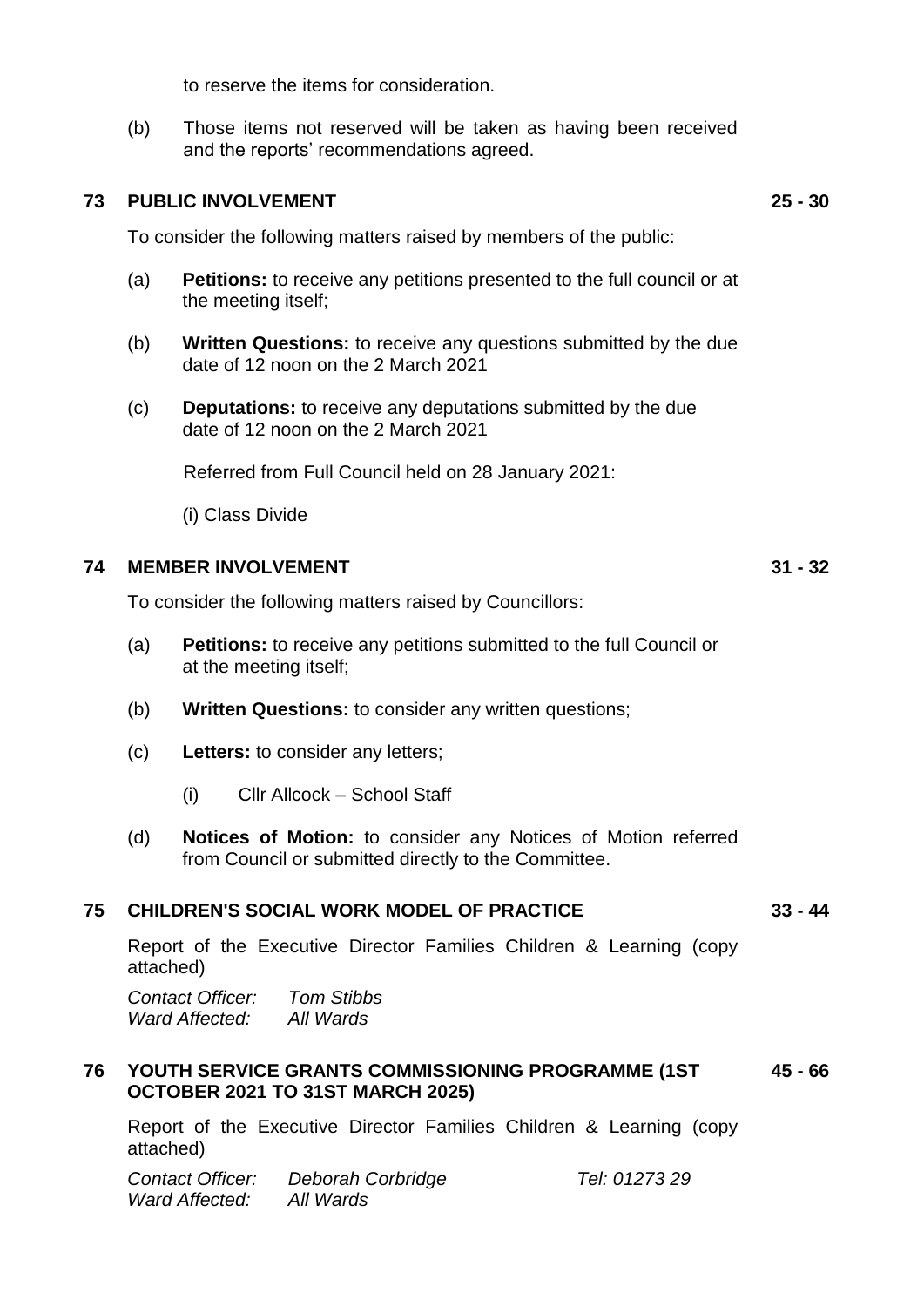to reserve the items for consideration.

(b) Those items not reserved will be taken as having been received and the reports' recommendations agreed.

## 73 PUBLIC INVOLVEMENT — 25 - 30

To consider the following matters raised by members of the public:

(a) **Petitions:** to receive any petitions presented to the full council or at the meeting itself;

(b) **Written Questions:** to receive any questions submitted by the due date of 12 noon on the 2 March 2021

(c) **Deputations:** to receive any deputations submitted by the due date of 12 noon on the 2 March 2021

Referred from Full Council held on 28 January 2021:

(i) Class Divide

## 74 MEMBER INVOLVEMENT — 31 - 32

To consider the following matters raised by Councillors:

(a) **Petitions:** to receive any petitions submitted to the full Council or at the meeting itself;

(b) **Written Questions:** to consider any written questions;

(c) **Letters:** to consider any letters;

(i) Cllr Allcock – School Staff

(d) **Notices of Motion:** to consider any Notices of Motion referred from Council or submitted directly to the Committee.

## 75 CHILDREN'S SOCIAL WORK MODEL OF PRACTICE — 33 - 44

Report of the Executive Director Families Children & Learning (copy attached)

*Contact Officer:* *Tom Stibbs*
*Ward Affected:* *All Wards*

## 76 YOUTH SERVICE GRANTS COMMISSIONING PROGRAMME (1ST OCTOBER 2021 TO 31ST MARCH 2025) — 45 - 66

Report of the Executive Director Families Children & Learning (copy attached)

*Contact Officer:* *Deborah Corbridge* *Tel: 01273 29*
*Ward Affected:* *All Wards*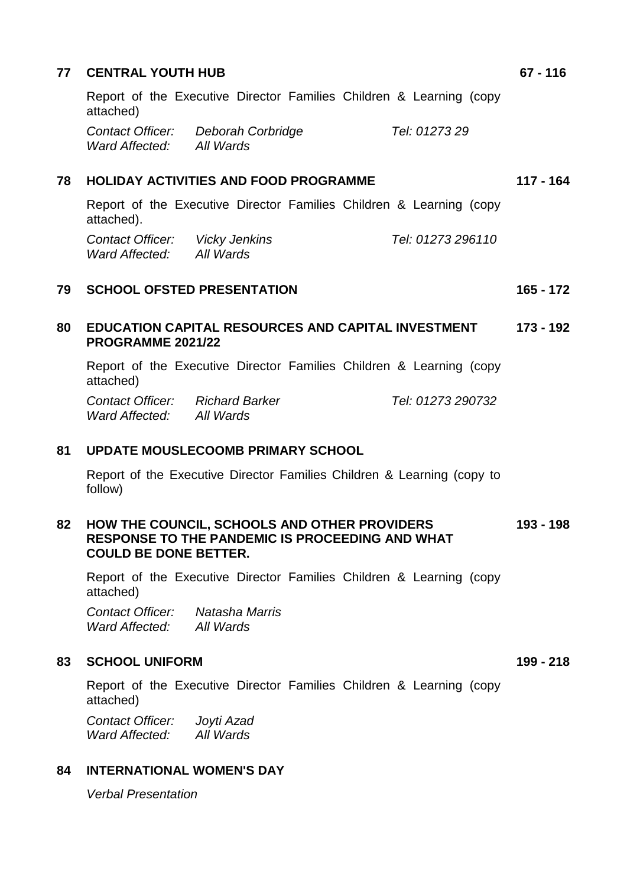**77 CENTRAL YOUTH HUB** **67 - 116**

Report of the Executive Director Families Children & Learning (copy attached)

*Contact Officer:* *Deborah Corbridge* *Tel: 01273 29*
*Ward Affected:* *All Wards*

**78 HOLIDAY ACTIVITIES AND FOOD PROGRAMME** **117 - 164**

Report of the Executive Director Families Children & Learning (copy attached).

*Contact Officer:* *Vicky Jenkins* *Tel: 01273 296110*
*Ward Affected:* *All Wards*

**79 SCHOOL OFSTED PRESENTATION** **165 - 172**

**80 EDUCATION CAPITAL RESOURCES AND CAPITAL INVESTMENT PROGRAMME 2021/22** **173 - 192**

Report of the Executive Director Families Children & Learning (copy attached)

*Contact Officer:* *Richard Barker* *Tel: 01273 290732*
*Ward Affected:* *All Wards*

**81 UPDATE MOUSLECOOMB PRIMARY SCHOOL**

Report of the Executive Director Families Children & Learning (copy to follow)

**82 HOW THE COUNCIL, SCHOOLS AND OTHER PROVIDERS RESPONSE TO THE PANDEMIC IS PROCEEDING AND WHAT COULD BE DONE BETTER.** **193 - 198**

Report of the Executive Director Families Children & Learning (copy attached)

*Contact Officer:* *Natasha Marris*
*Ward Affected:* *All Wards*

**83 SCHOOL UNIFORM** **199 - 218**

Report of the Executive Director Families Children & Learning (copy attached)

*Contact Officer:* *Joyti Azad*
*Ward Affected:* *All Wards*

**84 INTERNATIONAL WOMEN'S DAY**

*Verbal Presentation*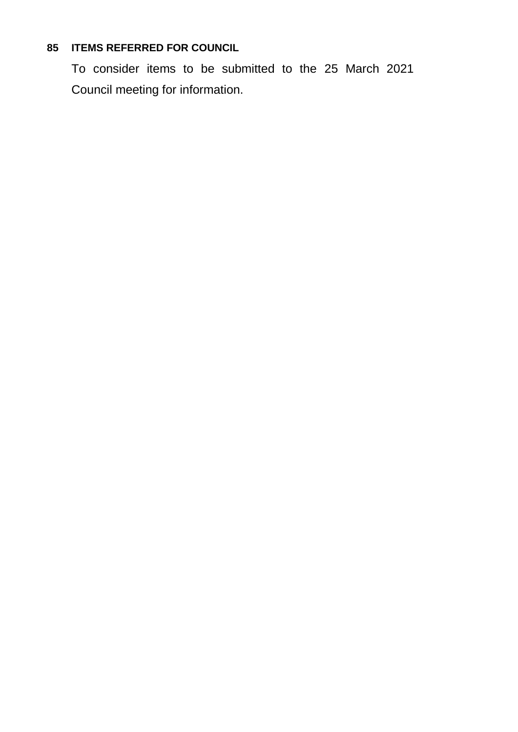**85 ITEMS REFERRED FOR COUNCIL**

To consider items to be submitted to the 25 March 2021 Council meeting for information.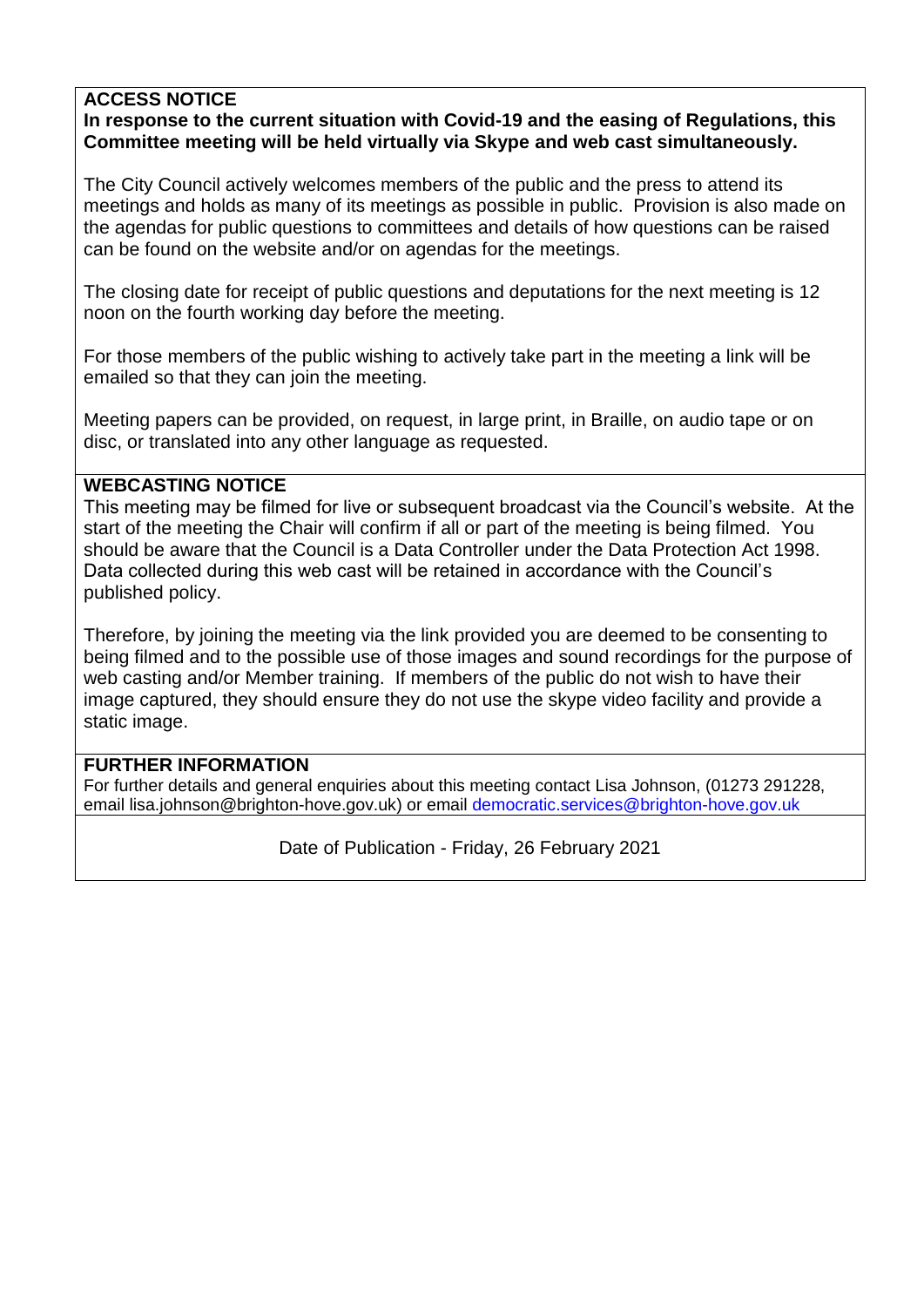**ACCESS NOTICE**

**In response to the current situation with Covid-19 and the easing of Regulations, this Committee meeting will be held virtually via Skype and web cast simultaneously.**

The City Council actively welcomes members of the public and the press to attend its meetings and holds as many of its meetings as possible in public. Provision is also made on the agendas for public questions to committees and details of how questions can be raised can be found on the website and/or on agendas for the meetings.

The closing date for receipt of public questions and deputations for the next meeting is 12 noon on the fourth working day before the meeting.

For those members of the public wishing to actively take part in the meeting a link will be emailed so that they can join the meeting.

Meeting papers can be provided, on request, in large print, in Braille, on audio tape or on disc, or translated into any other language as requested.

**WEBCASTING NOTICE**

This meeting may be filmed for live or subsequent broadcast via the Council's website. At the start of the meeting the Chair will confirm if all or part of the meeting is being filmed. You should be aware that the Council is a Data Controller under the Data Protection Act 1998. Data collected during this web cast will be retained in accordance with the Council's published policy.

Therefore, by joining the meeting via the link provided you are deemed to be consenting to being filmed and to the possible use of those images and sound recordings for the purpose of web casting and/or Member training. If members of the public do not wish to have their image captured, they should ensure they do not use the skype video facility and provide a static image.

**FURTHER INFORMATION**

For further details and general enquiries about this meeting contact Lisa Johnson, (01273 291228, email lisa.johnson@brighton-hove.gov.uk) or email democratic.services@brighton-hove.gov.uk

Date of Publication - Friday, 26 February 2021